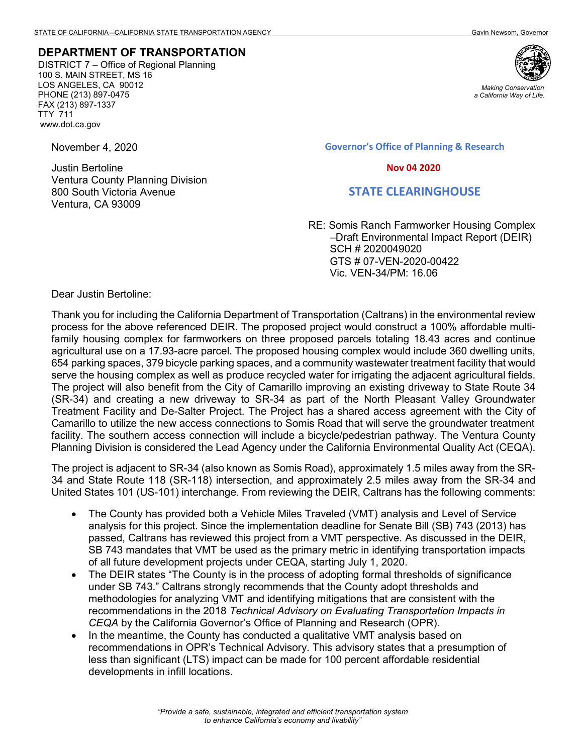STATE OF CALIFORNIA—CALIFORNIA STATE TRANSPORTATION AGENCY Gavin Newsom, Governor

**DEPARTMENT OF TRANSPORTATION**
DISTRICT 7 – Office of Regional Planning
100 S. MAIN STREET, MS 16
LOS ANGELES, CA 90012
PHONE (213) 897-0475
FAX (213) 897-1337
TTY 711
www.dot.ca.gov

*Making Conservation a California Way of Life.*

November 4, 2020

**Governor's Office of Planning & Research**

**Nov 04 2020**

**STATE CLEARINGHOUSE**

Justin Bertoline
Ventura County Planning Division
800 South Victoria Avenue
Ventura, CA 93009

RE: Somis Ranch Farmworker Housing Complex –Draft Environmental Impact Report (DEIR)
SCH # 2020049020
GTS # 07-VEN-2020-00422
Vic. VEN-34/PM: 16.06

Dear Justin Bertoline:

Thank you for including the California Department of Transportation (Caltrans) in the environmental review process for the above referenced DEIR. The proposed project would construct a 100% affordable multi-family housing complex for farmworkers on three proposed parcels totaling 18.43 acres and continue agricultural use on a 17.93-acre parcel. The proposed housing complex would include 360 dwelling units, 654 parking spaces, 379 bicycle parking spaces, and a community wastewater treatment facility that would serve the housing complex as well as produce recycled water for irrigating the adjacent agricultural fields. The project will also benefit from the City of Camarillo improving an existing driveway to State Route 34 (SR-34) and creating a new driveway to SR-34 as part of the North Pleasant Valley Groundwater Treatment Facility and De-Salter Project. The Project has a shared access agreement with the City of Camarillo to utilize the new access connections to Somis Road that will serve the groundwater treatment facility. The southern access connection will include a bicycle/pedestrian pathway. The Ventura County Planning Division is considered the Lead Agency under the California Environmental Quality Act (CEQA).

The project is adjacent to SR-34 (also known as Somis Road), approximately 1.5 miles away from the SR-34 and State Route 118 (SR-118) intersection, and approximately 2.5 miles away from the SR-34 and United States 101 (US-101) interchange. From reviewing the DEIR, Caltrans has the following comments:

- The County has provided both a Vehicle Miles Traveled (VMT) analysis and Level of Service analysis for this project. Since the implementation deadline for Senate Bill (SB) 743 (2013) has passed, Caltrans has reviewed this project from a VMT perspective. As discussed in the DEIR, SB 743 mandates that VMT be used as the primary metric in identifying transportation impacts of all future development projects under CEQA, starting July 1, 2020.
- The DEIR states "The County is in the process of adopting formal thresholds of significance under SB 743." Caltrans strongly recommends that the County adopt thresholds and methodologies for analyzing VMT and identifying mitigations that are consistent with the recommendations in the 2018 *Technical Advisory on Evaluating Transportation Impacts in CEQA* by the California Governor's Office of Planning and Research (OPR).
- In the meantime, the County has conducted a qualitative VMT analysis based on recommendations in OPR's Technical Advisory. This advisory states that a presumption of less than significant (LTS) impact can be made for 100 percent affordable residential developments in infill locations.

*"Provide a safe, sustainable, integrated and efficient transportation system to enhance California's economy and livability"*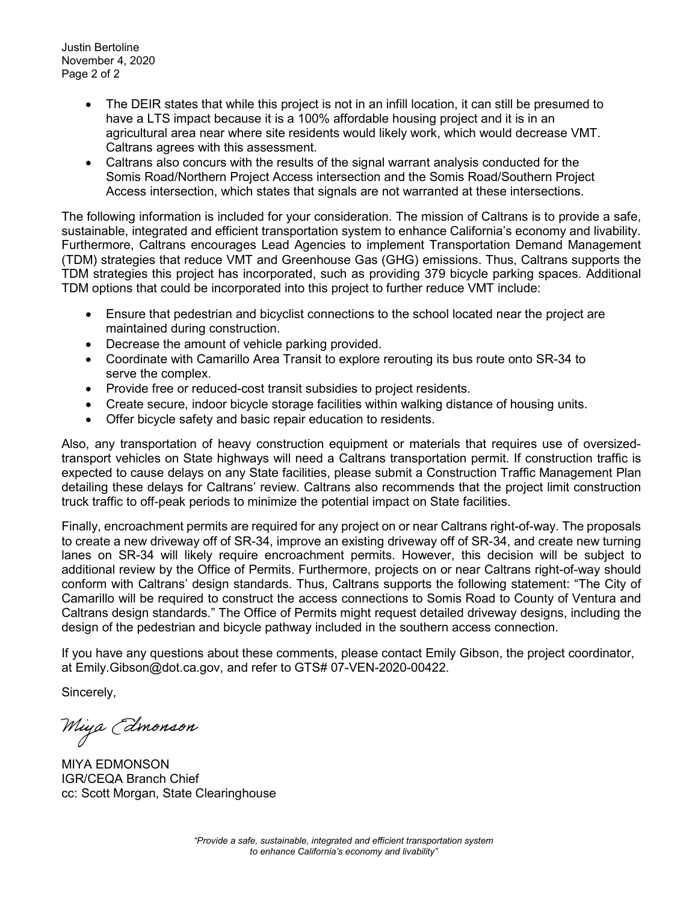- The DEIR states that while this project is not in an infill location, it can still be presumed to have a LTS impact because it is a 100% affordable housing project and it is in an agricultural area near where site residents would likely work, which would decrease VMT. Caltrans agrees with this assessment.
- Caltrans also concurs with the results of the signal warrant analysis conducted for the Somis Road/Northern Project Access intersection and the Somis Road/Southern Project Access intersection, which states that signals are not warranted at these intersections.

The following information is included for your consideration. The mission of Caltrans is to provide a safe, sustainable, integrated and efficient transportation system to enhance California's economy and livability. Furthermore, Caltrans encourages Lead Agencies to implement Transportation Demand Management (TDM) strategies that reduce VMT and Greenhouse Gas (GHG) emissions. Thus, Caltrans supports the TDM strategies this project has incorporated, such as providing 379 bicycle parking spaces. Additional TDM options that could be incorporated into this project to further reduce VMT include:

- Ensure that pedestrian and bicyclist connections to the school located near the project are maintained during construction.
- Decrease the amount of vehicle parking provided.
- Coordinate with Camarillo Area Transit to explore rerouting its bus route onto SR-34 to serve the complex.
- Provide free or reduced-cost transit subsidies to project residents.
- Create secure, indoor bicycle storage facilities within walking distance of housing units.
- Offer bicycle safety and basic repair education to residents.

Also, any transportation of heavy construction equipment or materials that requires use of oversized-transport vehicles on State highways will need a Caltrans transportation permit. If construction traffic is expected to cause delays on any State facilities, please submit a Construction Traffic Management Plan detailing these delays for Caltrans' review. Caltrans also recommends that the project limit construction truck traffic to off-peak periods to minimize the potential impact on State facilities.

Finally, encroachment permits are required for any project on or near Caltrans right-of-way. The proposals to create a new driveway off of SR-34, improve an existing driveway off of SR-34, and create new turning lanes on SR-34 will likely require encroachment permits. However, this decision will be subject to additional review by the Office of Permits. Furthermore, projects on or near Caltrans right-of-way should conform with Caltrans' design standards. Thus, Caltrans supports the following statement: "The City of Camarillo will be required to construct the access connections to Somis Road to County of Ventura and Caltrans design standards." The Office of Permits might request detailed driveway designs, including the design of the pedestrian and bicycle pathway included in the southern access connection.

If you have any questions about these comments, please contact Emily Gibson, the project coordinator, at Emily.Gibson@dot.ca.gov, and refer to GTS# 07-VEN-2020-00422.

Sincerely,

*Miya Edmonson*

MIYA EDMONSON
IGR/CEQA Branch Chief
cc: Scott Morgan, State Clearinghouse